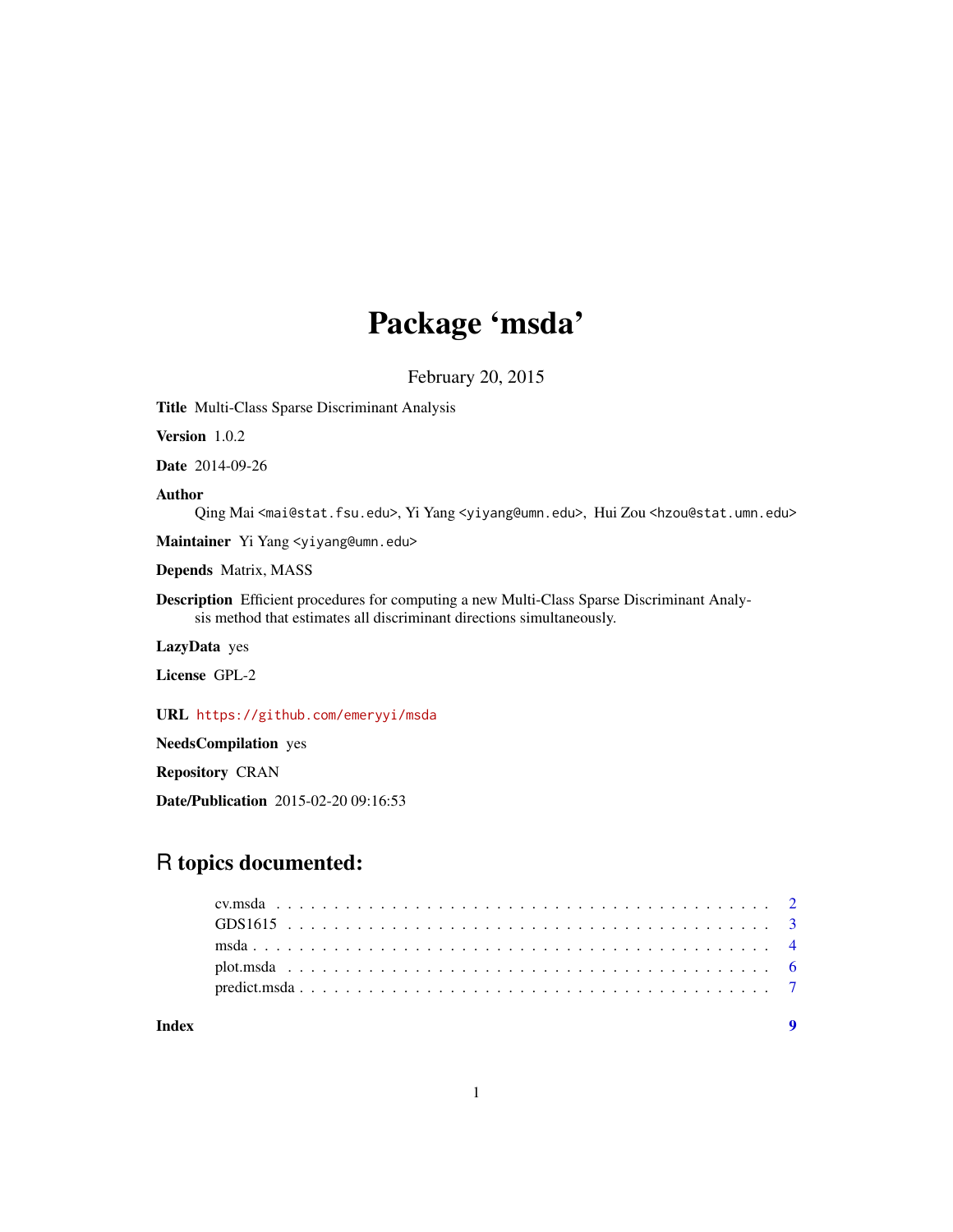# Package 'msda'

February 20, 2015

**Title** Multi-Class Sparse Discriminant Analysis

**Version** 1.0.2

**Date** 2014-09-26

**Author** Qing Mai <mai@stat.fsu.edu>, Yi Yang <yiyang@umn.edu>, Hui Zou <hzou@stat.umn.edu>

**Maintainer** Yi Yang <yiyang@umn.edu>

**Depends** Matrix, MASS

**Description** Efficient procedures for computing a new Multi-Class Sparse Discriminant Analysis method that estimates all discriminant directions simultaneously.

**LazyData** yes

**License** GPL-2

**URL** https://github.com/emeryyi/msda

**NeedsCompilation** yes

**Repository** CRAN

**Date/Publication** 2015-02-20 09:16:53

## R topics documented:

- cv.msda . . . . . . . . . . . . . . . . . . . . . . . . . . . . . . . . . . . . . . . . . . 2
- GDS1615 . . . . . . . . . . . . . . . . . . . . . . . . . . . . . . . . . . . . . . . . . 3
- msda . . . . . . . . . . . . . . . . . . . . . . . . . . . . . . . . . . . . . . . . . . . 4
- plot.msda . . . . . . . . . . . . . . . . . . . . . . . . . . . . . . . . . . . . . . . . . 6
- predict.msda . . . . . . . . . . . . . . . . . . . . . . . . . . . . . . . . . . . . . . . 7

**Index** 9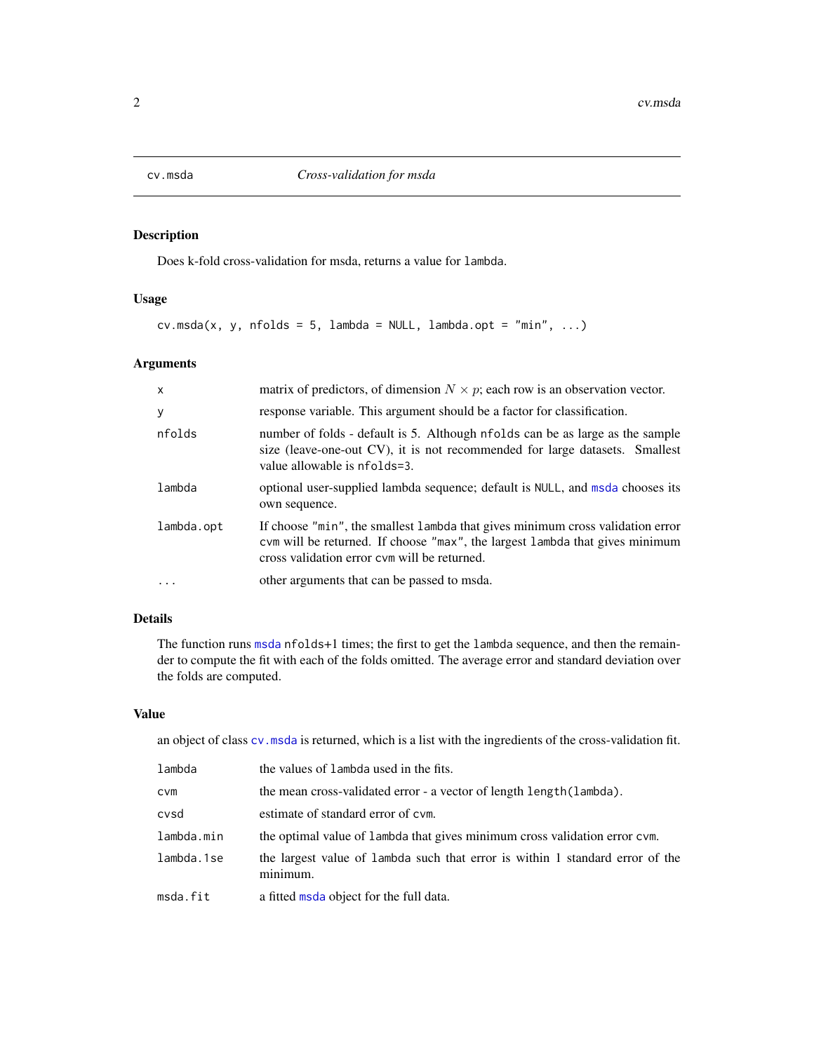## cv.msda — *Cross-validation for msda*

### Description

Does k-fold cross-validation for msda, returns a value for `lambda`.

### Usage

```
cv.msda(x, y, nfolds = 5, lambda = NULL, lambda.opt = "min", ...)
```

### Arguments

| Argument | Description |
|---|---|
| `x` | matrix of predictors, of dimension $N \times p$; each row is an observation vector. |
| `y` | response variable. This argument should be a factor for classification. |
| `nfolds` | number of folds - default is 5. Although `nfolds` can be as large as the sample size (leave-one-out CV), it is not recommended for large datasets. Smallest value allowable is `nfolds=3`. |
| `lambda` | optional user-supplied lambda sequence; default is `NULL`, and `msda` chooses its own sequence. |
| `lambda.opt` | If choose `"min"`, the smallest `lambda` that gives minimum cross validation error `cvm` will be returned. If choose `"max"`, the largest `lambda` that gives minimum cross validation error `cvm` will be returned. |
| `...` | other arguments that can be passed to msda. |

### Details

The function runs `msda` `nfolds+1` times; the first to get the `lambda` sequence, and then the remainder to compute the fit with each of the folds omitted. The average error and standard deviation over the folds are computed.

### Value

an object of class `cv.msda` is returned, which is a list with the ingredients of the cross-validation fit.

| Component | Description |
|---|---|
| `lambda` | the values of `lambda` used in the fits. |
| `cvm` | the mean cross-validated error - a vector of length `length(lambda)`. |
| `cvsd` | estimate of standard error of `cvm`. |
| `lambda.min` | the optimal value of `lambda` that gives minimum cross validation error `cvm`. |
| `lambda.1se` | the largest value of `lambda` such that error is within 1 standard error of the minimum. |
| `msda.fit` | a fitted `msda` object for the full data. |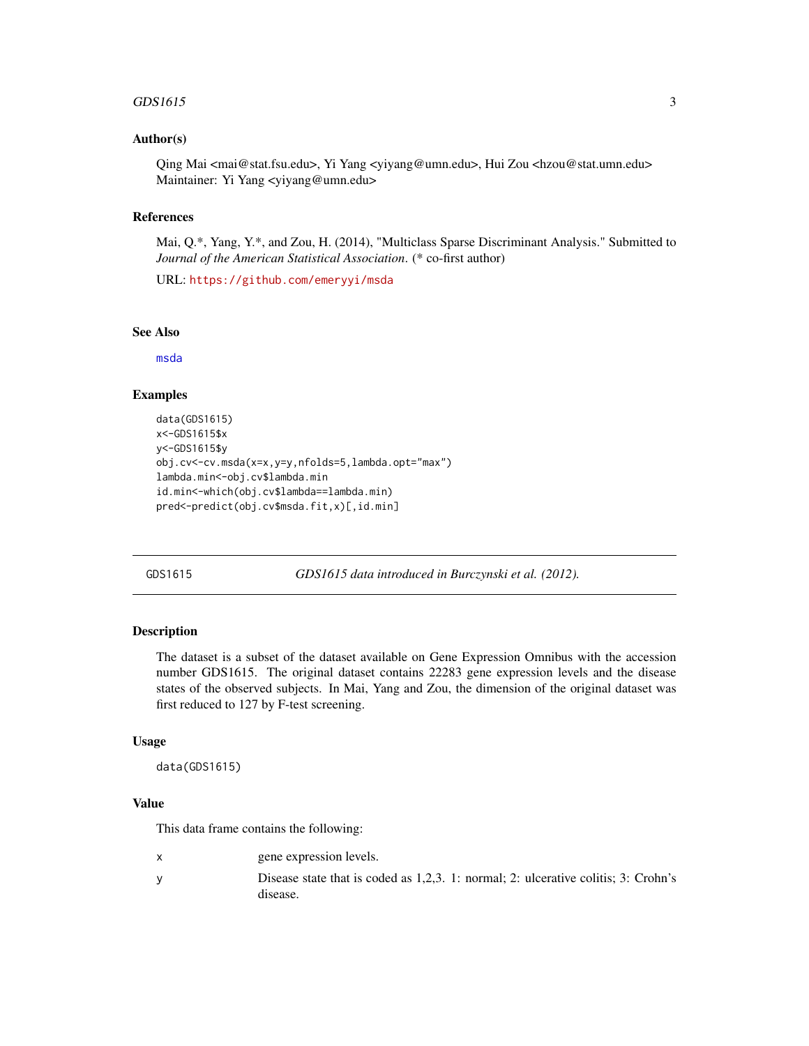### Author(s)

Qing Mai <mai@stat.fsu.edu>, Yi Yang <yiyang@umn.edu>, Hui Zou <hzou@stat.umn.edu>
Maintainer: Yi Yang <yiyang@umn.edu>

### References

Mai, Q.*, Yang, Y.*, and Zou, H. (2014), "Multiclass Sparse Discriminant Analysis." Submitted to *Journal of the American Statistical Association*. (* co-first author)

URL: https://github.com/emeryyi/msda

### See Also

msda

### Examples

```
data(GDS1615)
x<-GDS1615$x
y<-GDS1615$y
obj.cv<-cv.msda(x=x,y=y,nfolds=5,lambda.opt="max")
lambda.min<-obj.cv$lambda.min
id.min<-which(obj.cv$lambda==lambda.min)
pred<-predict(obj.cv$msda.fit,x)[,id.min]
```

---

## GDS1615 — *GDS1615 data introduced in Burczynski et al. (2012).*

### Description

The dataset is a subset of the dataset available on Gene Expression Omnibus with the accession number GDS1615. The original dataset contains 22283 gene expression levels and the disease states of the observed subjects. In Mai, Yang and Zou, the dimension of the original dataset was first reduced to 127 by F-test screening.

### Usage

```
data(GDS1615)
```

### Value

This data frame contains the following:

- `x` gene expression levels.
- `y` Disease state that is coded as 1,2,3. 1: normal; 2: ulcerative colitis; 3: Crohn's disease.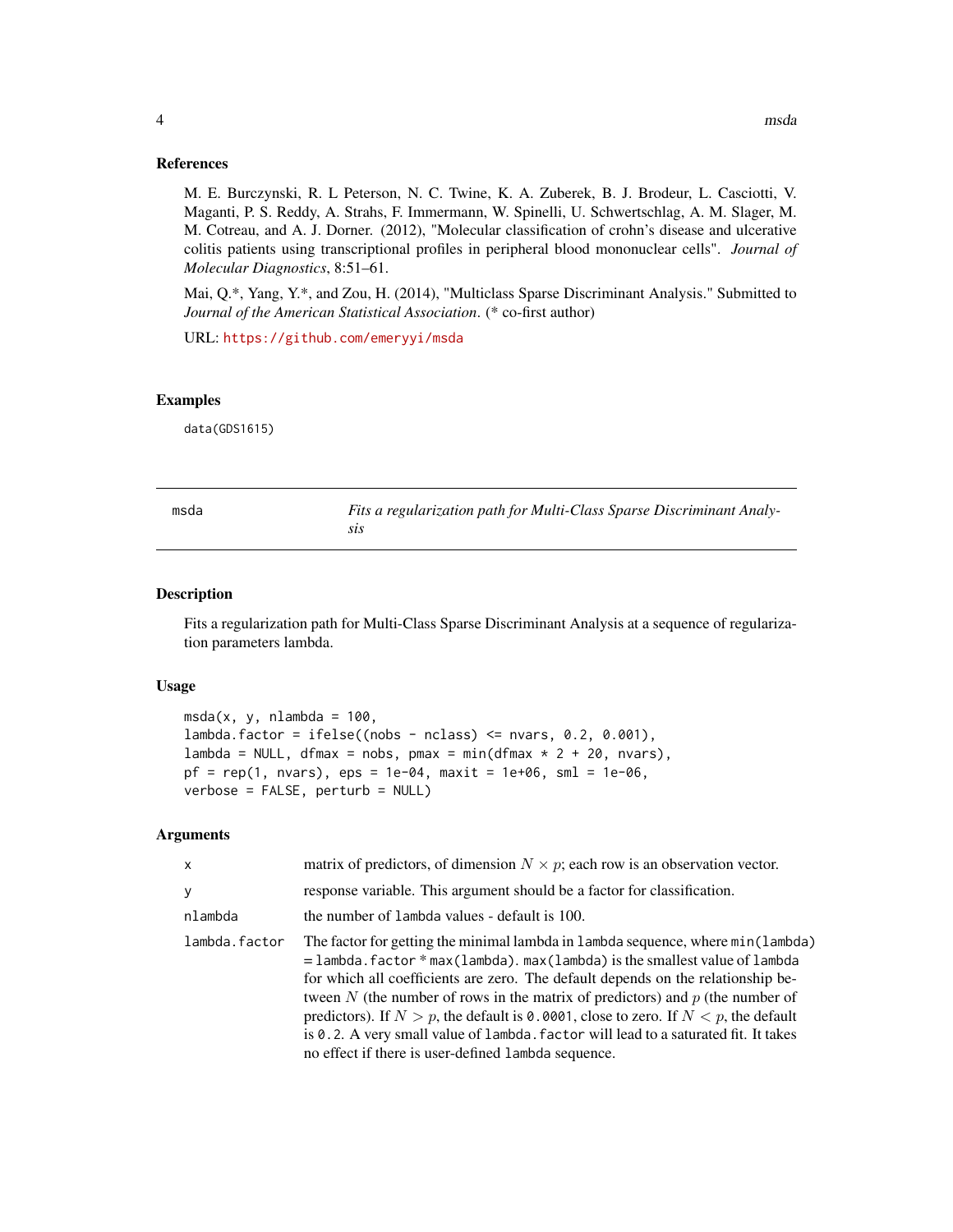### References

M. E. Burczynski, R. L Peterson, N. C. Twine, K. A. Zuberek, B. J. Brodeur, L. Casciotti, V. Maganti, P. S. Reddy, A. Strahs, F. Immermann, W. Spinelli, U. Schwertschlag, A. M. Slager, M. M. Cotreau, and A. J. Dorner. (2012), "Molecular classification of crohn's disease and ulcerative colitis patients using transcriptional profiles in peripheral blood mononuclear cells". *Journal of Molecular Diagnostics*, 8:51–61.

Mai, Q.*, Yang, Y.*, and Zou, H. (2014), "Multiclass Sparse Discriminant Analysis." Submitted to *Journal of the American Statistical Association*. (* co-first author)

URL: https://github.com/emeryyi/msda

### Examples

```
data(GDS1615)
```

---

## msda — *Fits a regularization path for Multi-Class Sparse Discriminant Analysis*

### Description

Fits a regularization path for Multi-Class Sparse Discriminant Analysis at a sequence of regularization parameters lambda.

### Usage

```
msda(x, y, nlambda = 100,
lambda.factor = ifelse((nobs - nclass) <= nvars, 0.2, 0.001),
lambda = NULL, dfmax = nobs, pmax = min(dfmax * 2 + 20, nvars),
pf = rep(1, nvars), eps = 1e-04, maxit = 1e+06, sml = 1e-06,
verbose = FALSE, perturb = NULL)
```

### Arguments

| | |
|---|---|
| `x` | matrix of predictors, of dimension $N \times p$; each row is an observation vector. |
| `y` | response variable. This argument should be a factor for classification. |
| `nlambda` | the number of `lambda` values - default is 100. |
| `lambda.factor` | The factor for getting the minimal lambda in `lambda` sequence, where `min(lambda)` = `lambda.factor` * `max(lambda)`. `max(lambda)` is the smallest value of `lambda` for which all coefficients are zero. The default depends on the relationship between $N$ (the number of rows in the matrix of predictors) and $p$ (the number of predictors). If $N > p$, the default is `0.0001`, close to zero. If $N < p$, the default is `0.2`. A very small value of `lambda.factor` will lead to a saturated fit. It takes no effect if there is user-defined `lambda` sequence. |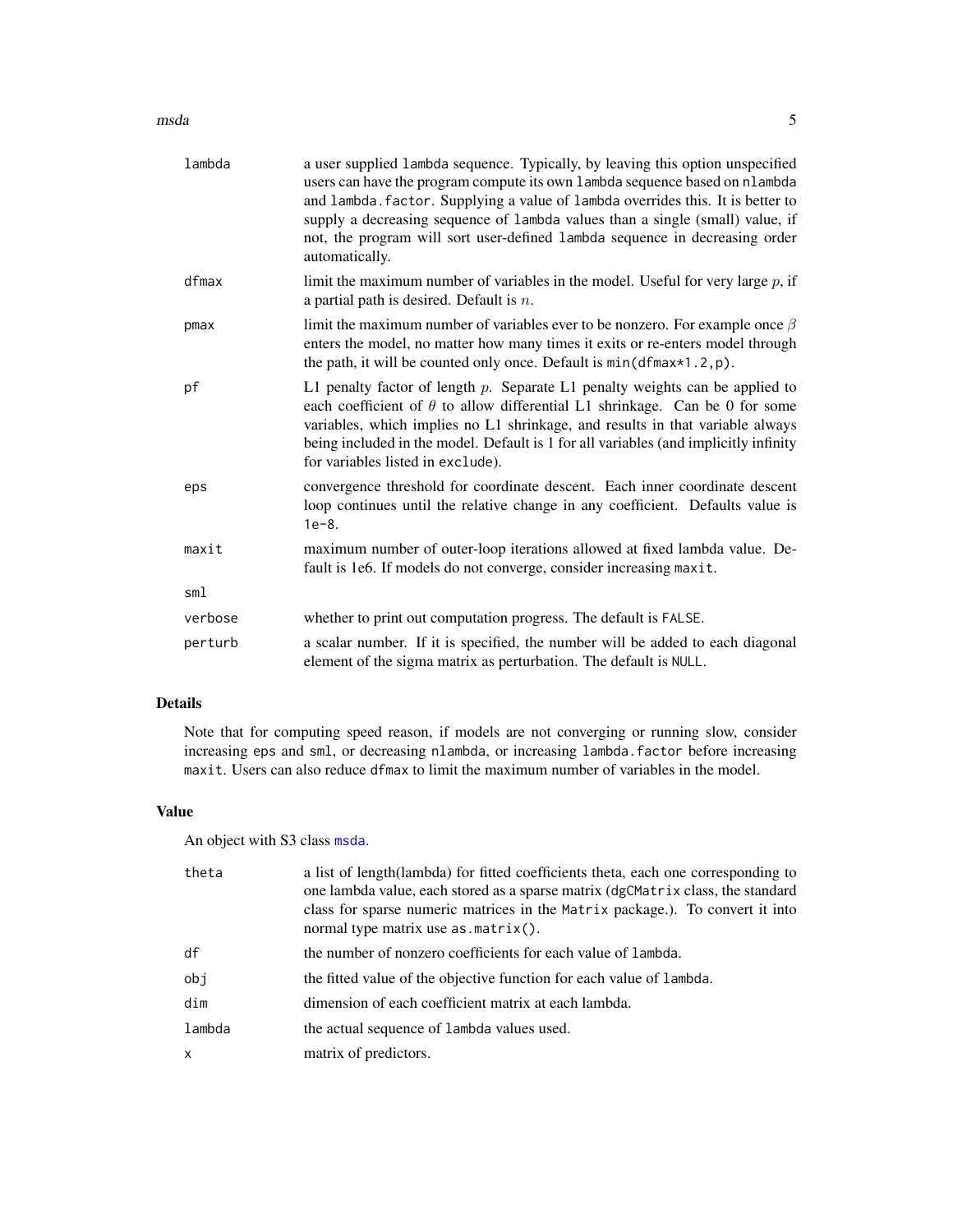| | |
|---|---|
| `lambda` | a user supplied `lambda` sequence. Typically, by leaving this option unspecified users can have the program compute its own `lambda` sequence based on `nlambda` and `lambda.factor`. Supplying a value of `lambda` overrides this. It is better to supply a decreasing sequence of `lambda` values than a single (small) value, if not, the program will sort user-defined `lambda` sequence in decreasing order automatically. |
| `dfmax` | limit the maximum number of variables in the model. Useful for very large $p$, if a partial path is desired. Default is $n$. |
| `pmax` | limit the maximum number of variables ever to be nonzero. For example once $\beta$ enters the model, no matter how many times it exits or re-enters model through the path, it will be counted only once. Default is `min(dfmax*1.2,p)`. |
| `pf` | L1 penalty factor of length $p$. Separate L1 penalty weights can be applied to each coefficient of $\theta$ to allow differential L1 shrinkage. Can be 0 for some variables, which implies no L1 shrinkage, and results in that variable always being included in the model. Default is 1 for all variables (and implicitly infinity for variables listed in `exclude`). |
| `eps` | convergence threshold for coordinate descent. Each inner coordinate descent loop continues until the relative change in any coefficient. Defaults value is `1e-8`. |
| `maxit` | maximum number of outer-loop iterations allowed at fixed lambda value. Default is 1e6. If models do not converge, consider increasing `maxit`. |
| `sml` | |
| `verbose` | whether to print out computation progress. The default is `FALSE`. |
| `perturb` | a scalar number. If it is specified, the number will be added to each diagonal element of the sigma matrix as perturbation. The default is `NULL`. |

## Details

Note that for computing speed reason, if models are not converging or running slow, consider increasing `eps` and `sml`, or decreasing `nlambda`, or increasing `lambda.factor` before increasing `maxit`. Users can also reduce `dfmax` to limit the maximum number of variables in the model.

## Value

An object with S3 class `msda`.

| | |
|---|---|
| `theta` | a list of length(lambda) for fitted coefficients theta, each one corresponding to one lambda value, each stored as a sparse matrix (`dgCMatrix` class, the standard class for sparse numeric matrices in the `Matrix` package.). To convert it into normal type matrix use `as.matrix()`. |
| `df` | the number of nonzero coefficients for each value of `lambda`. |
| `obj` | the fitted value of the objective function for each value of `lambda`. |
| `dim` | dimension of each coefficient matrix at each lambda. |
| `lambda` | the actual sequence of `lambda` values used. |
| `x` | matrix of predictors. |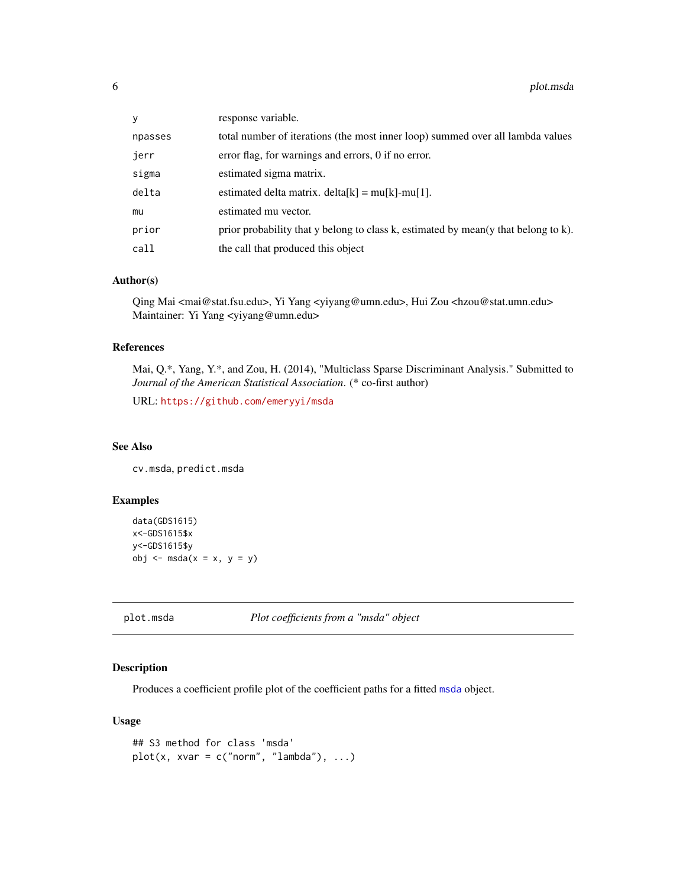| | |
|---|---|
| y | response variable. |
| npasses | total number of iterations (the most inner loop) summed over all lambda values |
| jerr | error flag, for warnings and errors, 0 if no error. |
| sigma | estimated sigma matrix. |
| delta | estimated delta matrix. delta[k] = mu[k]-mu[1]. |
| mu | estimated mu vector. |
| prior | prior probability that y belong to class k, estimated by mean(y that belong to k). |
| call | the call that produced this object |

### Author(s)

Qing Mai <mai@stat.fsu.edu>, Yi Yang <yiyang@umn.edu>, Hui Zou <hzou@stat.umn.edu>
Maintainer: Yi Yang <yiyang@umn.edu>

### References

Mai, Q.*, Yang, Y.*, and Zou, H. (2014), "Multiclass Sparse Discriminant Analysis." Submitted to *Journal of the American Statistical Association*. (* co-first author)

URL: https://github.com/emeryyi/msda

### See Also

cv.msda, predict.msda

### Examples

```
data(GDS1615)
x<-GDS1615$x
y<-GDS1615$y
obj <- msda(x = x, y = y)
```

---

## plot.msda *Plot coefficients from a "msda" object*

### Description

Produces a coefficient profile plot of the coefficient paths for a fitted msda object.

### Usage

```
## S3 method for class 'msda'
plot(x, xvar = c("norm", "lambda"), ...)
```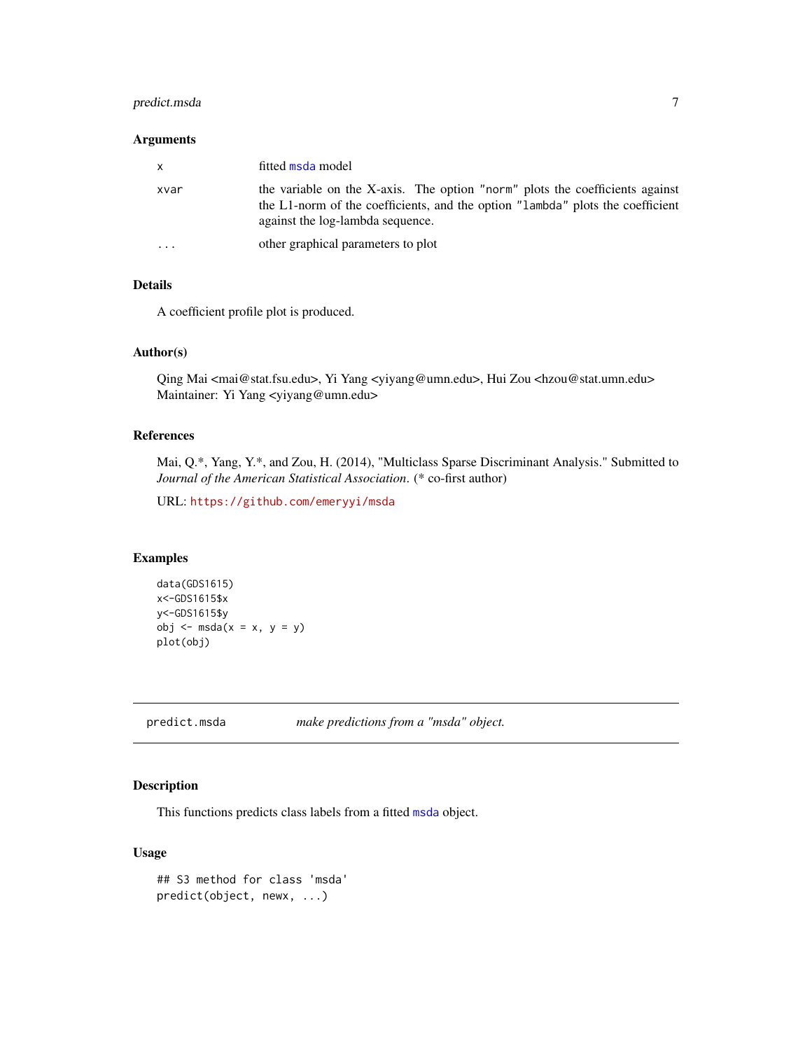### Arguments

| | |
|---|---|
| `x` | fitted `msda` model |
| `xvar` | the variable on the X-axis. The option `"norm"` plots the coefficients against the L1-norm of the coefficients, and the option `"lambda"` plots the coefficient against the log-lambda sequence. |
| `...` | other graphical parameters to plot |

### Details

A coefficient profile plot is produced.

### Author(s)

Qing Mai <mai@stat.fsu.edu>, Yi Yang <yiyang@umn.edu>, Hui Zou <hzou@stat.umn.edu>
Maintainer: Yi Yang <yiyang@umn.edu>

### References

Mai, Q.*, Yang, Y.*, and Zou, H. (2014), "Multiclass Sparse Discriminant Analysis." Submitted to *Journal of the American Statistical Association*. (* co-first author)

URL: https://github.com/emeryyi/msda

### Examples

```
data(GDS1615)
x<-GDS1615$x
y<-GDS1615$y
obj <- msda(x = x, y = y)
plot(obj)
```

---

## predict.msda — *make predictions from a "msda" object.*

---

### Description

This functions predicts class labels from a fitted `msda` object.

### Usage

```
## S3 method for class 'msda'
predict(object, newx, ...)
```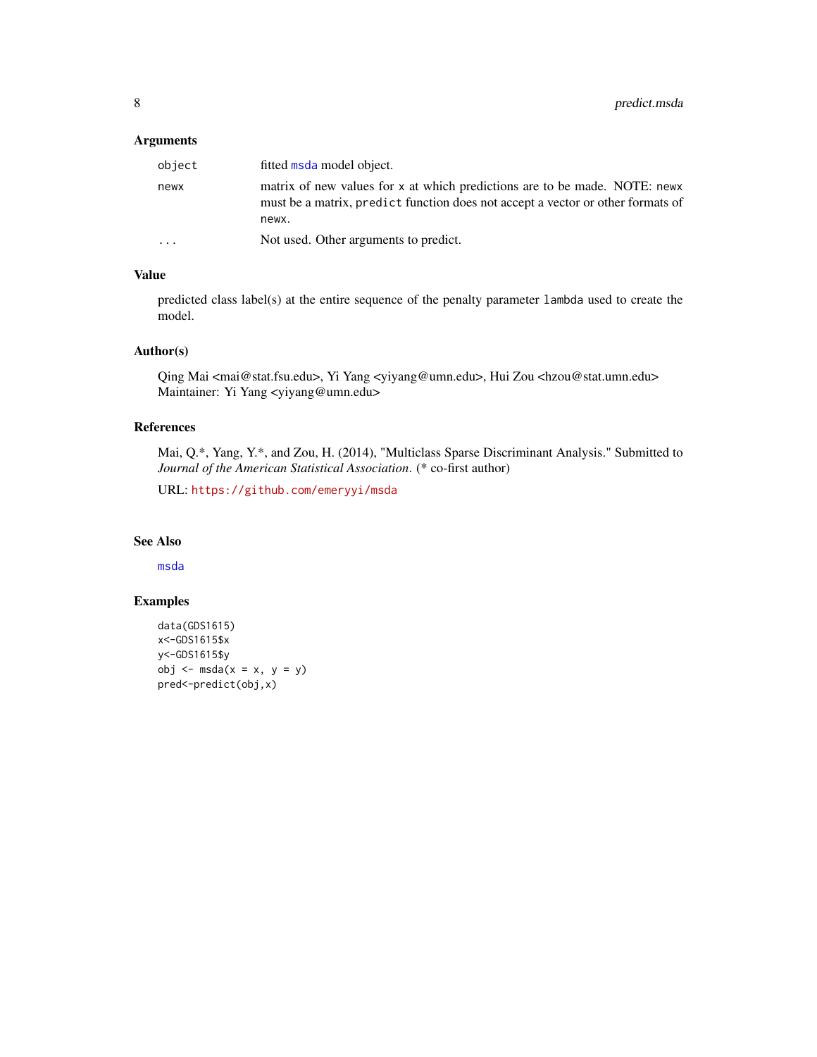## Arguments

| | |
|---|---|
| `object` | fitted `msda` model object. |
| `newx` | matrix of new values for `x` at which predictions are to be made. NOTE: `newx` must be a matrix, `predict` function does not accept a vector or other formats of `newx`. |
| `...` | Not used. Other arguments to predict. |

## Value

predicted class label(s) at the entire sequence of the penalty parameter `lambda` used to create the model.

## Author(s)

Qing Mai <mai@stat.fsu.edu>, Yi Yang <yiyang@umn.edu>, Hui Zou <hzou@stat.umn.edu>
Maintainer: Yi Yang <yiyang@umn.edu>

## References

Mai, Q.*, Yang, Y.*, and Zou, H. (2014), "Multiclass Sparse Discriminant Analysis." Submitted to *Journal of the American Statistical Association*. (* co-first author)

URL: https://github.com/emeryyi/msda

## See Also

`msda`

## Examples

```
data(GDS1615)
x<-GDS1615$x
y<-GDS1615$y
obj <- msda(x = x, y = y)
pred<-predict(obj,x)
```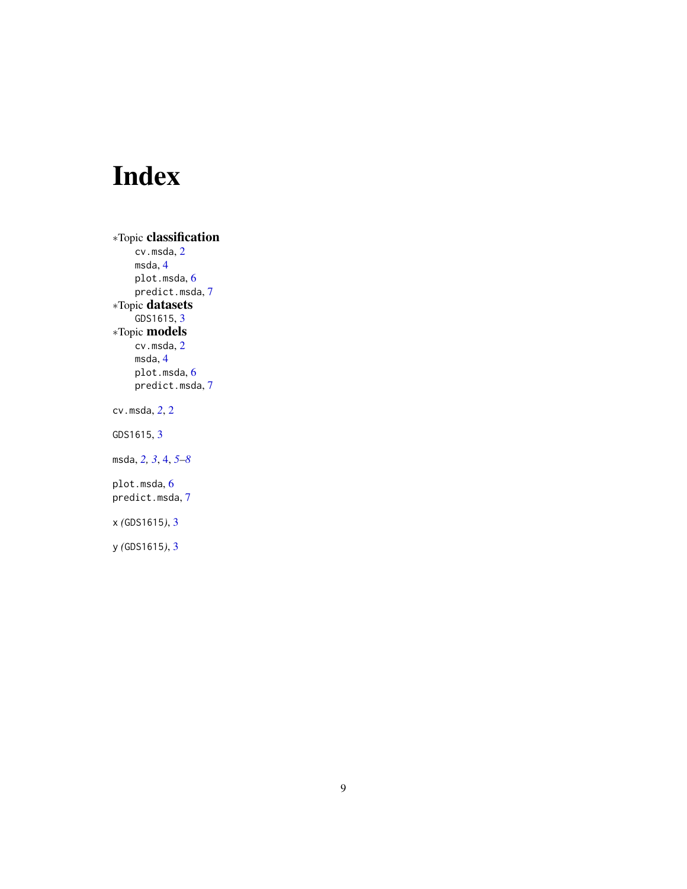# Index

∗Topic **classification**
- cv.msda, 2
- msda, 4
- plot.msda, 6
- predict.msda, 7

∗Topic **datasets**
- GDS1615, 3

∗Topic **models**
- cv.msda, 2
- msda, 4
- plot.msda, 6
- predict.msda, 7

cv.msda, *2*, 2

GDS1615, 3

msda, *2, 3*, 4, *5–8*

plot.msda, 6
predict.msda, 7

x *(*GDS1615*)*, 3

y *(*GDS1615*)*, 3